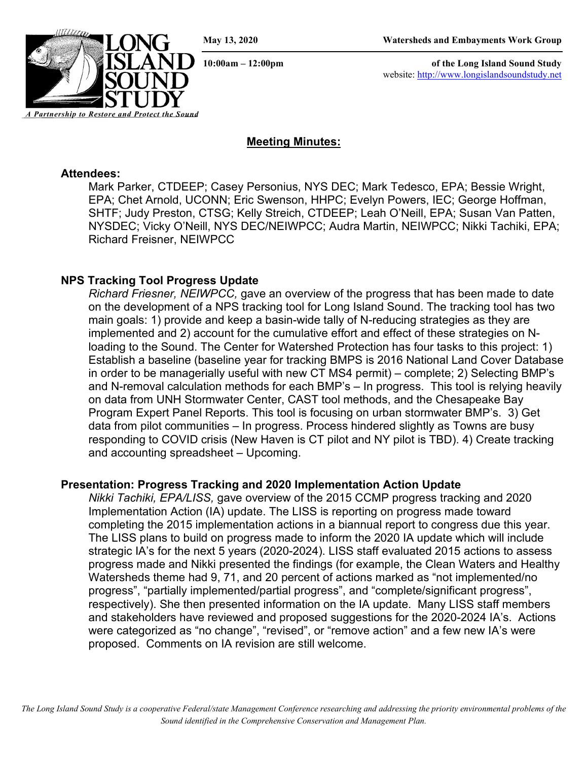May 13, 2020 | Watersheds and Embayments Work Group

10:00am – 12:00pm | of the Long Island Sound Study

website: http://www.longislandsoundstudy.net

LONG ISLAND SOUND STUDY

*A Partnership to Restore and Protect the Sound*

## Meeting Minutes:

**Attendees:**

Mark Parker, CTDEEP; Casey Personius, NYS DEC; Mark Tedesco, EPA; Bessie Wright, EPA; Chet Arnold, UCONN; Eric Swenson, HHPC; Evelyn Powers, IEC; George Hoffman, SHTF; Judy Preston, CTSG; Kelly Streich, CTDEEP; Leah O'Neill, EPA; Susan Van Patten, NYSDEC; Vicky O'Neill, NYS DEC/NEIWPCC; Audra Martin, NEIWPCC; Nikki Tachiki, EPA; Richard Freisner, NEIWPCC

### NPS Tracking Tool Progress Update

*Richard Friesner, NEIWPCC,* gave an overview of the progress that has been made to date on the development of a NPS tracking tool for Long Island Sound. The tracking tool has two main goals: 1) provide and keep a basin-wide tally of N-reducing strategies as they are implemented and 2) account for the cumulative effort and effect of these strategies on N-loading to the Sound. The Center for Watershed Protection has four tasks to this project: 1) Establish a baseline (baseline year for tracking BMPS is 2016 National Land Cover Database in order to be managerially useful with new CT MS4 permit) – complete; 2) Selecting BMP's and N-removal calculation methods for each BMP's – In progress. This tool is relying heavily on data from UNH Stormwater Center, CAST tool methods, and the Chesapeake Bay Program Expert Panel Reports. This tool is focusing on urban stormwater BMP's. 3) Get data from pilot communities – In progress. Process hindered slightly as Towns are busy responding to COVID crisis (New Haven is CT pilot and NY pilot is TBD). 4) Create tracking and accounting spreadsheet – Upcoming.

### Presentation: Progress Tracking and 2020 Implementation Action Update

*Nikki Tachiki, EPA/LISS,* gave overview of the 2015 CCMP progress tracking and 2020 Implementation Action (IA) update. The LISS is reporting on progress made toward completing the 2015 implementation actions in a biannual report to congress due this year. The LISS plans to build on progress made to inform the 2020 IA update which will include strategic IA's for the next 5 years (2020-2024). LISS staff evaluated 2015 actions to assess progress made and Nikki presented the findings (for example, the Clean Waters and Healthy Watersheds theme had 9, 71, and 20 percent of actions marked as "not implemented/no progress", "partially implemented/partial progress", and "complete/significant progress", respectively). She then presented information on the IA update. Many LISS staff members and stakeholders have reviewed and proposed suggestions for the 2020-2024 IA's. Actions were categorized as "no change", "revised", or "remove action" and a few new IA's were proposed. Comments on IA revision are still welcome.

*The Long Island Sound Study is a cooperative Federal/state Management Conference researching and addressing the priority environmental problems of the Sound identified in the Comprehensive Conservation and Management Plan.*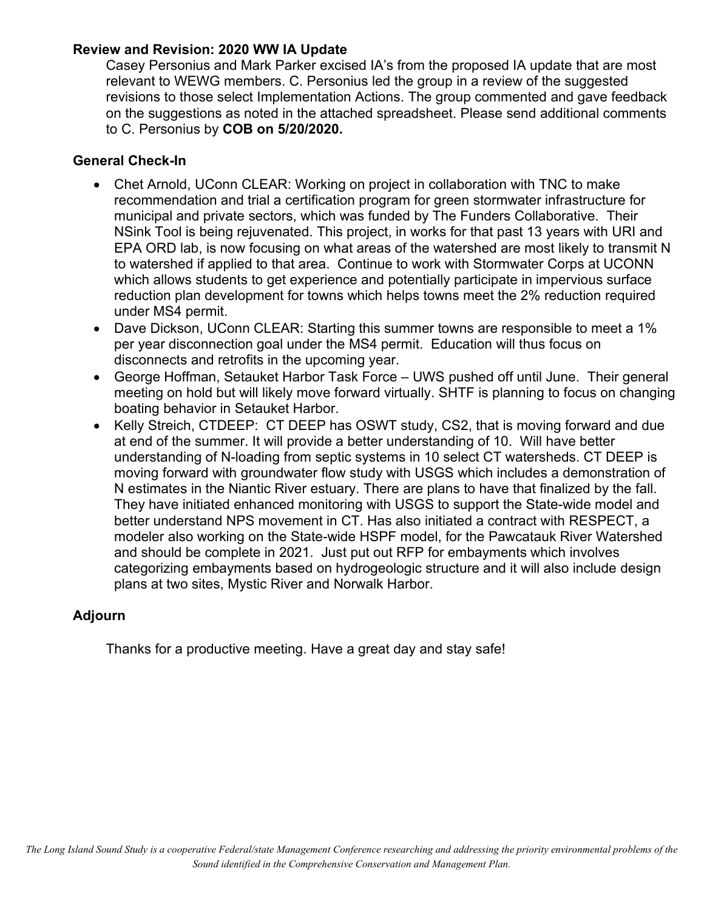**Review and Revision: 2020 WW IA Update**

Casey Personius and Mark Parker excised IA's from the proposed IA update that are most relevant to WEWG members. C. Personius led the group in a review of the suggested revisions to those select Implementation Actions. The group commented and gave feedback on the suggestions as noted in the attached spreadsheet. Please send additional comments to C. Personius by **COB on 5/20/2020.**

**General Check-In**

- Chet Arnold, UConn CLEAR: Working on project in collaboration with TNC to make recommendation and trial a certification program for green stormwater infrastructure for municipal and private sectors, which was funded by The Funders Collaborative. Their NSink Tool is being rejuvenated. This project, in works for that past 13 years with URI and EPA ORD lab, is now focusing on what areas of the watershed are most likely to transmit N to watershed if applied to that area. Continue to work with Stormwater Corps at UCONN which allows students to get experience and potentially participate in impervious surface reduction plan development for towns which helps towns meet the 2% reduction required under MS4 permit.
- Dave Dickson, UConn CLEAR: Starting this summer towns are responsible to meet a 1% per year disconnection goal under the MS4 permit. Education will thus focus on disconnects and retrofits in the upcoming year.
- George Hoffman, Setauket Harbor Task Force – UWS pushed off until June. Their general meeting on hold but will likely move forward virtually. SHTF is planning to focus on changing boating behavior in Setauket Harbor.
- Kelly Streich, CTDEEP: CT DEEP has OSWT study, CS2, that is moving forward and due at end of the summer. It will provide a better understanding of 10. Will have better understanding of N-loading from septic systems in 10 select CT watersheds. CT DEEP is moving forward with groundwater flow study with USGS which includes a demonstration of N estimates in the Niantic River estuary. There are plans to have that finalized by the fall. They have initiated enhanced monitoring with USGS to support the State-wide model and better understand NPS movement in CT. Has also initiated a contract with RESPECT, a modeler also working on the State-wide HSPF model, for the Pawcatauk River Watershed and should be complete in 2021. Just put out RFP for embayments which involves categorizing embayments based on hydrogeologic structure and it will also include design plans at two sites, Mystic River and Norwalk Harbor.

**Adjourn**

Thanks for a productive meeting. Have a great day and stay safe!

*The Long Island Sound Study is a cooperative Federal/state Management Conference researching and addressing the priority environmental problems of the Sound identified in the Comprehensive Conservation and Management Plan.*